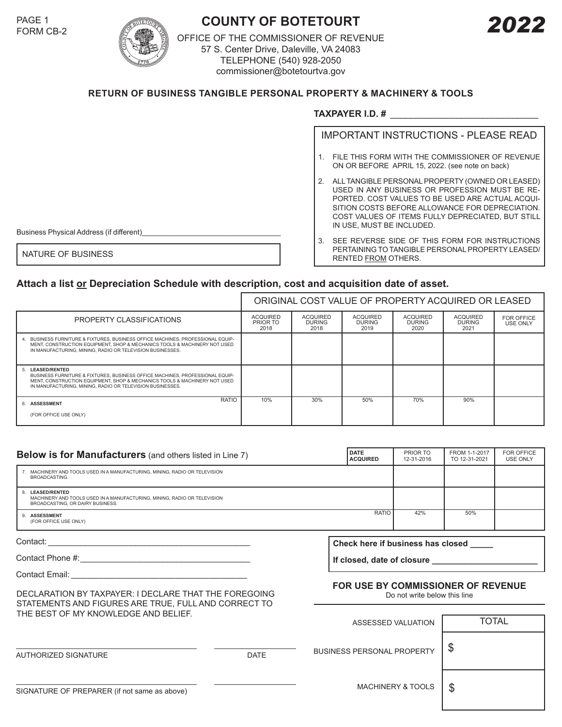PAGE 1
FORM CB-2

# COUNTY OF BOTETOURT

**2022**

OFFICE OF THE COMMISSIONER OF REVENUE
57 S. Center Drive, Daleville, VA 24083
TELEPHONE (540) 928-2050
commissioner@botetourtva.gov

## RETURN OF BUSINESS TANGIBLE PERSONAL PROPERTY & MACHINERY & TOOLS

**TAXPAYER I.D. #** ______________________________

### IMPORTANT INSTRUCTIONS - PLEASE READ

1. FILE THIS FORM WITH THE COMMISSIONER OF REVENUE ON OR BEFORE APRIL 15, 2022. (see note on back)
2. ALL TANGIBLE PERSONAL PROPERTY (OWNED OR LEASED) USED IN ANY BUSINESS OR PROFESSION MUST BE REPORTED. COST VALUES TO BE USED ARE ACTUAL ACQUISITION COSTS BEFORE ALLOWANCE FOR DEPRECIATION. COST VALUES OF ITEMS FULLY DEPRECIATED, BUT STILL IN USE, MUST BE INCLUDED.
3. SEE REVERSE SIDE OF THIS FORM FOR INSTRUCTIONS PERTAINING TO TANGIBLE PERSONAL PROPERTY LEASED/RENTED FROM OTHERS.

Business Physical Address (if different)__________________________________

NATURE OF BUSINESS

**Attach a list or Depreciation Schedule with description, cost and acquisition date of asset.**

| PROPERTY CLASSIFICATIONS | ORIGINAL COST VALUE OF PROPERTY ACQUIRED OR LEASED | | | | | |
|---|---|---|---|---|---|---|
| | ACQUIRED PRIOR TO 2018 | ACQUIRED DURING 2018 | ACQUIRED DURING 2019 | ACQUIRED DURING 2020 | ACQUIRED DURING 2021 | FOR OFFICE USE ONLY |
| 4. BUSINESS FURNITURE & FIXTURES, BUSINESS OFFICE MACHINES, PROFESSIONAL EQUIPMENT, CONSTRUCTION EQUIPMENT, SHOP & MECHANICS TOOLS & MACHINERY NOT USED IN MANUFACTURING, MINING, RADIO OR TELEVISION BUSINESSES. | | | | | | |
| 5. **LEASED/RENTED** BUSINESS FURNITURE & FIXTURES, BUSINESS OFFICE MACHINES, PROFESSIONAL EQUIPMENT, CONSTRUCTION EQUIPMENT, SHOP & MECHANICS TOOLS & MACHINERY NOT USED IN MANUFACTURING, MINING, RADIO OR TELEVISION BUSINESSES. | | | | | | |
| 6. **ASSESSMENT** (FOR OFFICE USE ONLY) RATIO | 10% | 30% | 50% | 70% | 90% | |

| **Below is for Manufacturers** (and others listed in Line 7) DATE ACQUIRED | PRIOR TO 12-31-2016 | FROM 1-1-2017 TO 12-31-2021 | FOR OFFICE USE ONLY |
|---|---|---|---|
| 7. MACHINERY AND TOOLS USED IN A MANUFACTURING, MINING, RADIO OR TELEVISION BROADCASTING. | | | |
| 8. **LEASED/RENTED** MACHINERY AND TOOLS USED IN A MANUFACTURING, MINING, RADIO OR TELEVISION BROADCASTING, OR DAIRY BUSINESS. | | | |
| 9. **ASSESSMENT** (FOR OFFICE USE ONLY) RATIO | 42% | 50% | |

Contact: ____________________________________________

Contact Phone #: ____________________________________

Contact Email: ______________________________________

**Check here if business has closed _____**

**If closed, date of closure ______________________**

DECLARATION BY TAXPAYER: I DECLARE THAT THE FOREGOING STATEMENTS AND FIGURES ARE TRUE, FULL AND CORRECT TO THE BEST OF MY KNOWLEDGE AND BELIEF.

______________________________ ______________
AUTHORIZED SIGNATURE DATE

______________________________ ______________
SIGNATURE OF PREPARER (if not same as above)

**FOR USE BY COMMISSIONER OF REVENUE**
Do not write below this line

| ASSESSED VALUATION | TOTAL |
|---|---|
| BUSINESS PERSONAL PROPERTY | $ |
| MACHINERY & TOOLS | $ |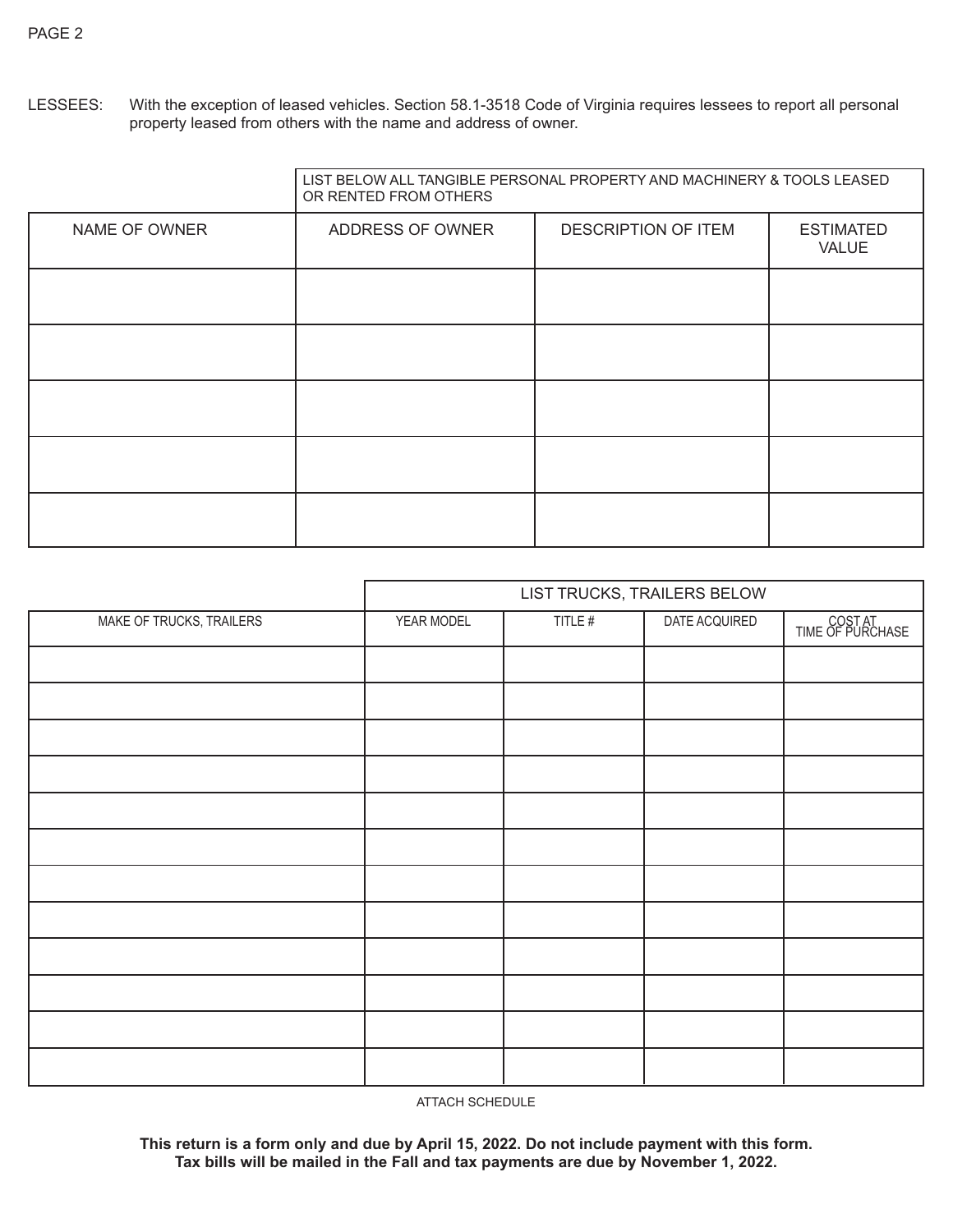LESSEES: With the exception of leased vehicles. Section 58.1-3518 Code of Virginia requires lessees to report all personal property leased from others with the name and address of owner.

| | LIST BELOW ALL TANGIBLE PERSONAL PROPERTY AND MACHINERY & TOOLS LEASED OR RENTED FROM OTHERS | | |
|---|---|---|---|
| NAME OF OWNER | ADDRESS OF OWNER | DESCRIPTION OF ITEM | ESTIMATED VALUE |
| | | | |
| | | | |
| | | | |
| | | | |
| | | | |

| | LIST TRUCKS, TRAILERS BELOW | | | |
|---|---|---|---|---|
| MAKE OF TRUCKS, TRAILERS | YEAR MODEL | TITLE # | DATE ACQUIRED | COST AT TIME OF PURCHASE |
| | | | | |
| | | | | |
| | | | | |
| | | | | |
| | | | | |
| | | | | |
| | | | | |
| | | | | |
| | | | | |
| | | | | |
| | | | | |
| | | | | |

ATTACH SCHEDULE

**This return is a form only and due by April 15, 2022. Do not include payment with this form. Tax bills will be mailed in the Fall and tax payments are due by November 1, 2022.**